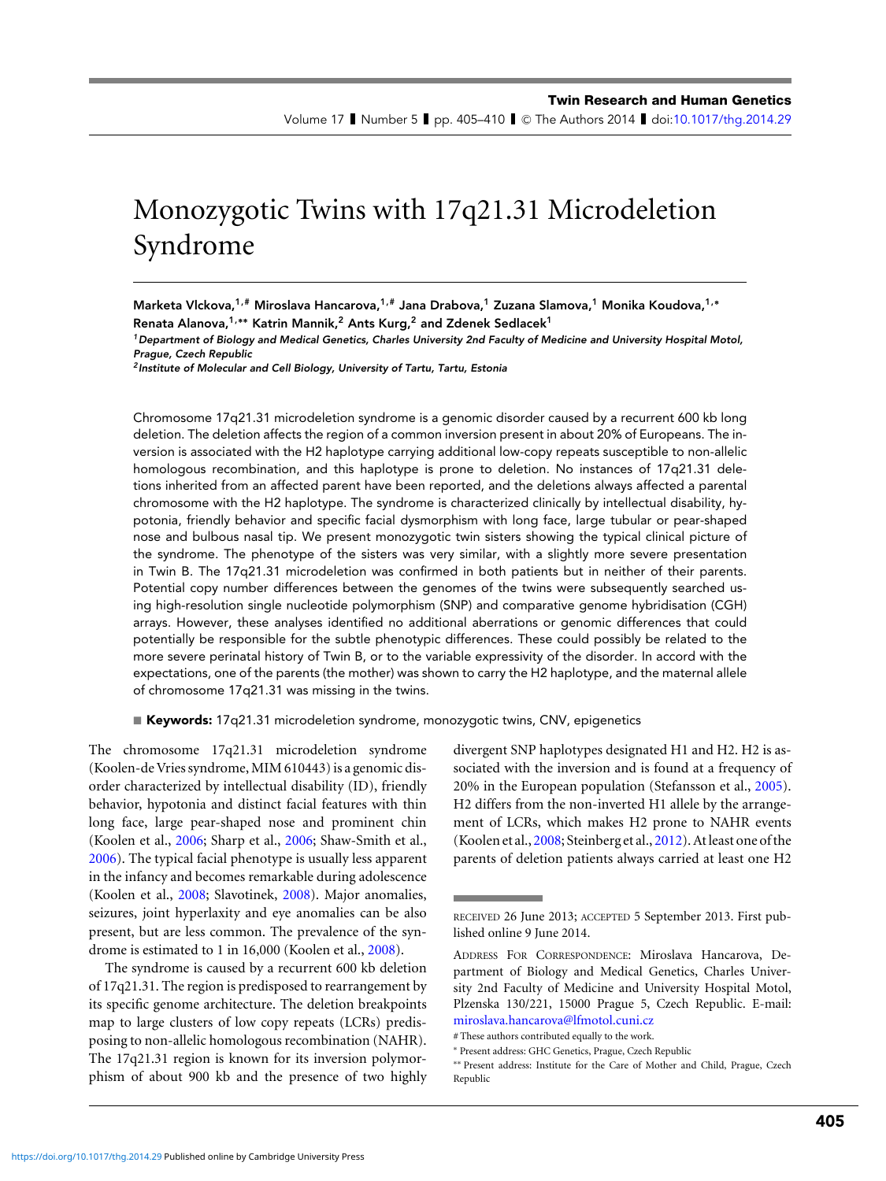# Monozygotic Twins with 17q21.31 Microdeletion Syndrome

**Marketa Vlckova,[1,#] Miroslava Hancarova,[1,#] Jana Drabova,[1] Zuzana Slamova,[1] Monika Koudova,[1,*] Renata Alanova,[1,**] Katrin Mannik,[2] Ants Kurg,[2] and Zdenek Sedlacek[1]**

[1] *Department of Biology and Medical Genetics, Charles University 2nd Faculty of Medicine and University Hospital Motol, Prague, Czech Republic*

[2] *Institute of Molecular and Cell Biology, University of Tartu, Tartu, Estonia*

Chromosome 17q21.31 microdeletion syndrome is a genomic disorder caused by a recurrent 600 kb long deletion. The deletion affects the region of a common inversion present in about 20% of Europeans. The inversion is associated with the H2 haplotype carrying additional low-copy repeats susceptible to non-allelic homologous recombination, and this haplotype is prone to deletion. No instances of 17q21.31 deletions inherited from an affected parent have been reported, and the deletions always affected a parental chromosome with the H2 haplotype. The syndrome is characterized clinically by intellectual disability, hypotonia, friendly behavior and specific facial dysmorphism with long face, large tubular or pear-shaped nose and bulbous nasal tip. We present monozygotic twin sisters showing the typical clinical picture of the syndrome. The phenotype of the sisters was very similar, with a slightly more severe presentation in Twin B. The 17q21.31 microdeletion was confirmed in both patients but in neither of their parents. Potential copy number differences between the genomes of the twins were subsequently searched using high-resolution single nucleotide polymorphism (SNP) and comparative genome hybridisation (CGH) arrays. However, these analyses identified no additional aberrations or genomic differences that could potentially be responsible for the subtle phenotypic differences. These could possibly be related to the more severe perinatal history of Twin B, or to the variable expressivity of the disorder. In accord with the expectations, one of the parents (the mother) was shown to carry the H2 haplotype, and the maternal allele of chromosome 17q21.31 was missing in the twins.

■ **Keywords:** 17q21.31 microdeletion syndrome, monozygotic twins, CNV, epigenetics

The chromosome 17q21.31 microdeletion syndrome (Koolen-de Vries syndrome, MIM 610443) is a genomic disorder characterized by intellectual disability (ID), friendly behavior, hypotonia and distinct facial features with thin long face, large pear-shaped nose and prominent chin (Koolen et al., 2006; Sharp et al., 2006; Shaw-Smith et al., 2006). The typical facial phenotype is usually less apparent in the infancy and becomes remarkable during adolescence (Koolen et al., 2008; Slavotinek, 2008). Major anomalies, seizures, joint hyperlaxity and eye anomalies can be also present, but are less common. The prevalence of the syndrome is estimated to 1 in 16,000 (Koolen et al., 2008).

The syndrome is caused by a recurrent 600 kb deletion of 17q21.31. The region is predisposed to rearrangement by its specific genome architecture. The deletion breakpoints map to large clusters of low copy repeats (LCRs) predisposing to non-allelic homologous recombination (NAHR). The 17q21.31 region is known for its inversion polymorphism of about 900 kb and the presence of two highly divergent SNP haplotypes designated H1 and H2. H2 is associated with the inversion and is found at a frequency of 20% in the European population (Stefansson et al., 2005). H2 differs from the non-inverted H1 allele by the arrangement of LCRs, which makes H2 prone to NAHR events (Koolen et al., 2008; Steinberg et al., 2012). At least one of the parents of deletion patients always carried at least one H2

RECEIVED 26 June 2013; ACCEPTED 5 September 2013. First published online 9 June 2014.

ADDRESS FOR CORRESPONDENCE: Miroslava Hancarova, Department of Biology and Medical Genetics, Charles University 2nd Faculty of Medicine and University Hospital Motol, Plzenska 130/221, 15000 Prague 5, Czech Republic. E-mail: miroslava.hancarova@lfmotol.cuni.cz

\# These authors contributed equally to the work.

\* Present address: GHC Genetics, Prague, Czech Republic

\*\* Present address: Institute for the Care of Mother and Child, Prague, Czech Republic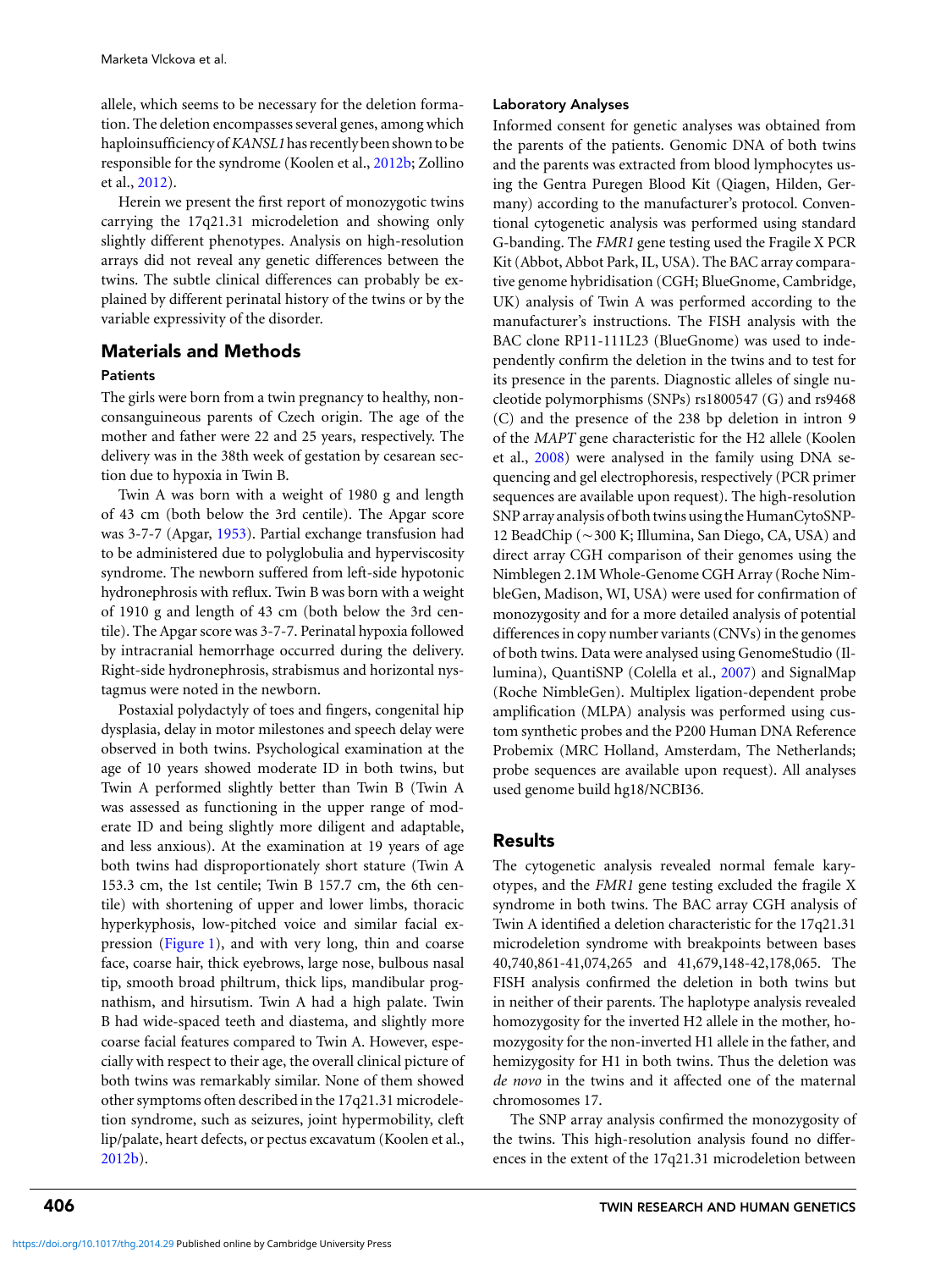allele, which seems to be necessary for the deletion formation. The deletion encompasses several genes, among which haploinsufficiency of *KANSL1* has recently been shown to be responsible for the syndrome (Koolen et al., 2012b; Zollino et al., 2012).

Herein we present the first report of monozygotic twins carrying the 17q21.31 microdeletion and showing only slightly different phenotypes. Analysis on high-resolution arrays did not reveal any genetic differences between the twins. The subtle clinical differences can probably be explained by different perinatal history of the twins or by the variable expressivity of the disorder.

## Materials and Methods

### Patients

The girls were born from a twin pregnancy to healthy, non-consanguineous parents of Czech origin. The age of the mother and father were 22 and 25 years, respectively. The delivery was in the 38th week of gestation by cesarean section due to hypoxia in Twin B.

Twin A was born with a weight of 1980 g and length of 43 cm (both below the 3rd centile). The Apgar score was 3-7-7 (Apgar, 1953). Partial exchange transfusion had to be administered due to polyglobulia and hyperviscosity syndrome. The newborn suffered from left-side hypotonic hydronephrosis with reflux. Twin B was born with a weight of 1910 g and length of 43 cm (both below the 3rd centile). The Apgar score was 3-7-7. Perinatal hypoxia followed by intracranial hemorrhage occurred during the delivery. Right-side hydronephrosis, strabismus and horizontal nystagmus were noted in the newborn.

Postaxial polydactyly of toes and fingers, congenital hip dysplasia, delay in motor milestones and speech delay were observed in both twins. Psychological examination at the age of 10 years showed moderate ID in both twins, but Twin A performed slightly better than Twin B (Twin A was assessed as functioning in the upper range of moderate ID and being slightly more diligent and adaptable, and less anxious). At the examination at 19 years of age both twins had disproportionately short stature (Twin A 153.3 cm, the 1st centile; Twin B 157.7 cm, the 6th centile) with shortening of upper and lower limbs, thoracic hyperkyphosis, low-pitched voice and similar facial expression (Figure 1), and with very long, thin and coarse face, coarse hair, thick eyebrows, large nose, bulbous nasal tip, smooth broad philtrum, thick lips, mandibular prognathism, and hirsutism. Twin A had a high palate. Twin B had wide-spaced teeth and diastema, and slightly more coarse facial features compared to Twin A. However, especially with respect to their age, the overall clinical picture of both twins was remarkably similar. None of them showed other symptoms often described in the 17q21.31 microdeletion syndrome, such as seizures, joint hypermobility, cleft lip/palate, heart defects, or pectus excavatum (Koolen et al., 2012b).

### Laboratory Analyses

Informed consent for genetic analyses was obtained from the parents of the patients. Genomic DNA of both twins and the parents was extracted from blood lymphocytes using the Gentra Puregen Blood Kit (Qiagen, Hilden, Germany) according to the manufacturer's protocol. Conventional cytogenetic analysis was performed using standard G-banding. The *FMR1* gene testing used the Fragile X PCR Kit (Abbot, Abbot Park, IL, USA). The BAC array comparative genome hybridisation (CGH; BlueGnome, Cambridge, UK) analysis of Twin A was performed according to the manufacturer's instructions. The FISH analysis with the BAC clone RP11-111L23 (BlueGnome) was used to independently confirm the deletion in the twins and to test for its presence in the parents. Diagnostic alleles of single nucleotide polymorphisms (SNPs) rs1800547 (G) and rs9468 (C) and the presence of the 238 bp deletion in intron 9 of the *MAPT* gene characteristic for the H2 allele (Koolen et al., 2008) were analysed in the family using DNA sequencing and gel electrophoresis, respectively (PCR primer sequences are available upon request). The high-resolution SNP array analysis of both twins using the HumanCytoSNP-12 BeadChip (~300 K; Illumina, San Diego, CA, USA) and direct array CGH comparison of their genomes using the Nimblegen 2.1M Whole-Genome CGH Array (Roche NimbleGen, Madison, WI, USA) were used for confirmation of monozygosity and for a more detailed analysis of potential differences in copy number variants (CNVs) in the genomes of both twins. Data were analysed using GenomeStudio (Illumina), QuantiSNP (Colella et al., 2007) and SignalMap (Roche NimbleGen). Multiplex ligation-dependent probe amplification (MLPA) analysis was performed using custom synthetic probes and the P200 Human DNA Reference Probemix (MRC Holland, Amsterdam, The Netherlands; probe sequences are available upon request). All analyses used genome build hg18/NCBI36.

## Results

The cytogenetic analysis revealed normal female karyotypes, and the *FMR1* gene testing excluded the fragile X syndrome in both twins. The BAC array CGH analysis of Twin A identified a deletion characteristic for the 17q21.31 microdeletion syndrome with breakpoints between bases 40,740,861-41,074,265 and 41,679,148-42,178,065. The FISH analysis confirmed the deletion in both twins but in neither of their parents. The haplotype analysis revealed homozygosity for the inverted H2 allele in the mother, homozygosity for the non-inverted H1 allele in the father, and hemizygosity for H1 in both twins. Thus the deletion was *de novo* in the twins and it affected one of the maternal chromosomes 17.

The SNP array analysis confirmed the monozygosity of the twins. This high-resolution analysis found no differences in the extent of the 17q21.31 microdeletion between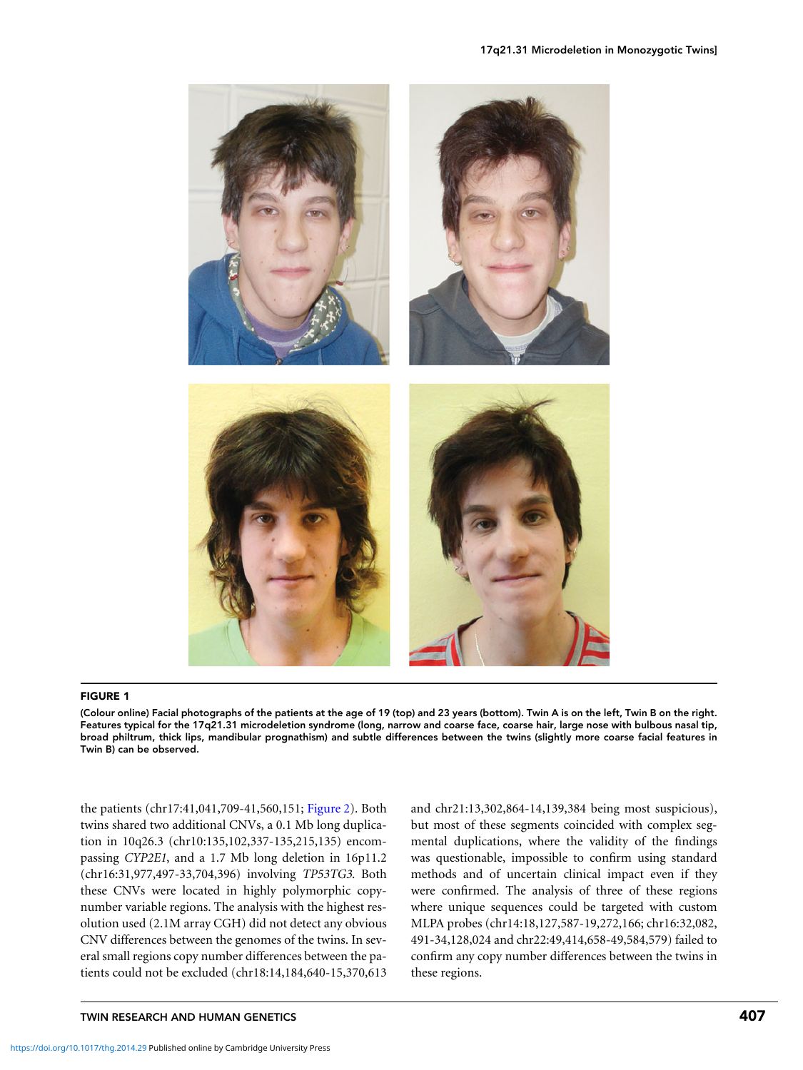**FIGURE 1**

**(Colour online) Facial photographs of the patients at the age of 19 (top) and 23 years (bottom). Twin A is on the left, Twin B on the right. Features typical for the 17q21.31 microdeletion syndrome (long, narrow and coarse face, coarse hair, large nose with bulbous nasal tip, broad philtrum, thick lips, mandibular prognathism) and subtle differences between the twins (slightly more coarse facial features in Twin B) can be observed.**

the patients (chr17:41,041,709-41,560,151; Figure 2). Both twins shared two additional CNVs, a 0.1 Mb long duplication in 10q26.3 (chr10:135,102,337-135,215,135) encompassing *CYP2E1*, and a 1.7 Mb long deletion in 16p11.2 (chr16:31,977,497-33,704,396) involving *TP53TG3*. Both these CNVs were located in highly polymorphic copy-number variable regions. The analysis with the highest resolution used (2.1M array CGH) did not detect any obvious CNV differences between the genomes of the twins. In several small regions copy number differences between the patients could not be excluded (chr18:14,184,640-15,370,613 and chr21:13,302,864-14,139,384 being most suspicious), but most of these segments coincided with complex segmental duplications, where the validity of the findings was questionable, impossible to confirm using standard methods and of uncertain clinical impact even if they were confirmed. The analysis of three of these regions where unique sequences could be targeted with custom MLPA probes (chr14:18,127,587-19,272,166; chr16:32,082,491-34,128,024 and chr22:49,414,658-49,584,579) failed to confirm any copy number differences between the twins in these regions.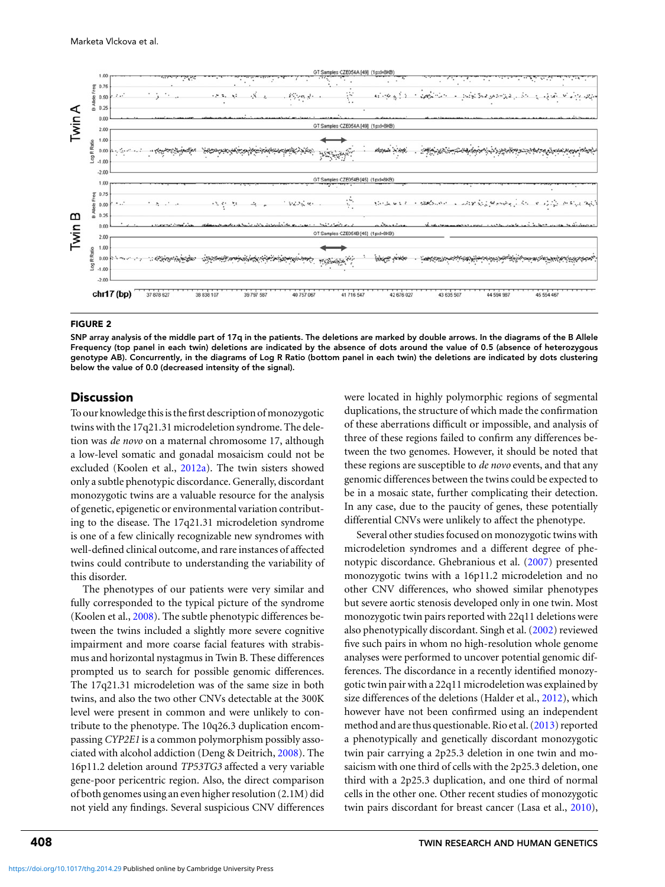**FIGURE 2**

**SNP array analysis of the middle part of 17q in the patients. The deletions are marked by double arrows. In the diagrams of the B Allele Frequency (top panel in each twin) deletions are indicated by the absence of dots around the value of 0.5 (absence of heterozygous genotype AB). Concurrently, in the diagrams of Log R Ratio (bottom panel in each twin) the deletions are indicated by dots clustering below the value of 0.0 (decreased intensity of the signal).**

## Discussion

To our knowledge this is the first description of monozygotic twins with the 17q21.31 microdeletion syndrome. The deletion was *de novo* on a maternal chromosome 17, although a low-level somatic and gonadal mosaicism could not be excluded (Koolen et al., 2012a). The twin sisters showed only a subtle phenotypic discordance. Generally, discordant monozygotic twins are a valuable resource for the analysis of genetic, epigenetic or environmental variation contributing to the disease. The 17q21.31 microdeletion syndrome is one of a few clinically recognizable new syndromes with well-defined clinical outcome, and rare instances of affected twins could contribute to understanding the variability of this disorder.

The phenotypes of our patients were very similar and fully corresponded to the typical picture of the syndrome (Koolen et al., 2008). The subtle phenotypic differences between the twins included a slightly more severe cognitive impairment and more coarse facial features with strabismus and horizontal nystagmus in Twin B. These differences prompted us to search for possible genomic differences. The 17q21.31 microdeletion was of the same size in both twins, and also the two other CNVs detectable at the 300K level were present in common and were unlikely to contribute to the phenotype. The 10q26.3 duplication encompassing *CYP2E1* is a common polymorphism possibly associated with alcohol addiction (Deng & Deitrich, 2008). The 16p11.2 deletion around *TP53TG3* affected a very variable gene-poor pericentric region. Also, the direct comparison of both genomes using an even higher resolution (2.1M) did not yield any findings. Several suspicious CNV differences were located in highly polymorphic regions of segmental duplications, the structure of which made the confirmation of these aberrations difficult or impossible, and analysis of three of these regions failed to confirm any differences between the two genomes. However, it should be noted that these regions are susceptible to *de novo* events, and that any genomic differences between the twins could be expected to be in a mosaic state, further complicating their detection. In any case, due to the paucity of genes, these potentially differential CNVs were unlikely to affect the phenotype.

Several other studies focused on monozygotic twins with microdeletion syndromes and a different degree of phenotypic discordance. Ghebranious et al. (2007) presented monozygotic twins with a 16p11.2 microdeletion and no other CNV differences, who showed similar phenotypes but severe aortic stenosis developed only in one twin. Most monozygotic twin pairs reported with 22q11 deletions were also phenotypically discordant. Singh et al. (2002) reviewed five such pairs in whom no high-resolution whole genome analyses were performed to uncover potential genomic differences. The discordance in a recently identified monozygotic twin pair with a 22q11 microdeletion was explained by size differences of the deletions (Halder et al., 2012), which however have not been confirmed using an independent method and are thus questionable. Rio et al. (2013) reported a phenotypically and genetically discordant monozygotic twin pair carrying a 2p25.3 deletion in one twin and mosaicism with one third of cells with the 2p25.3 deletion, one third with a 2p25.3 duplication, and one third of normal cells in the other one. Other recent studies of monozygotic twin pairs discordant for breast cancer (Lasa et al., 2010),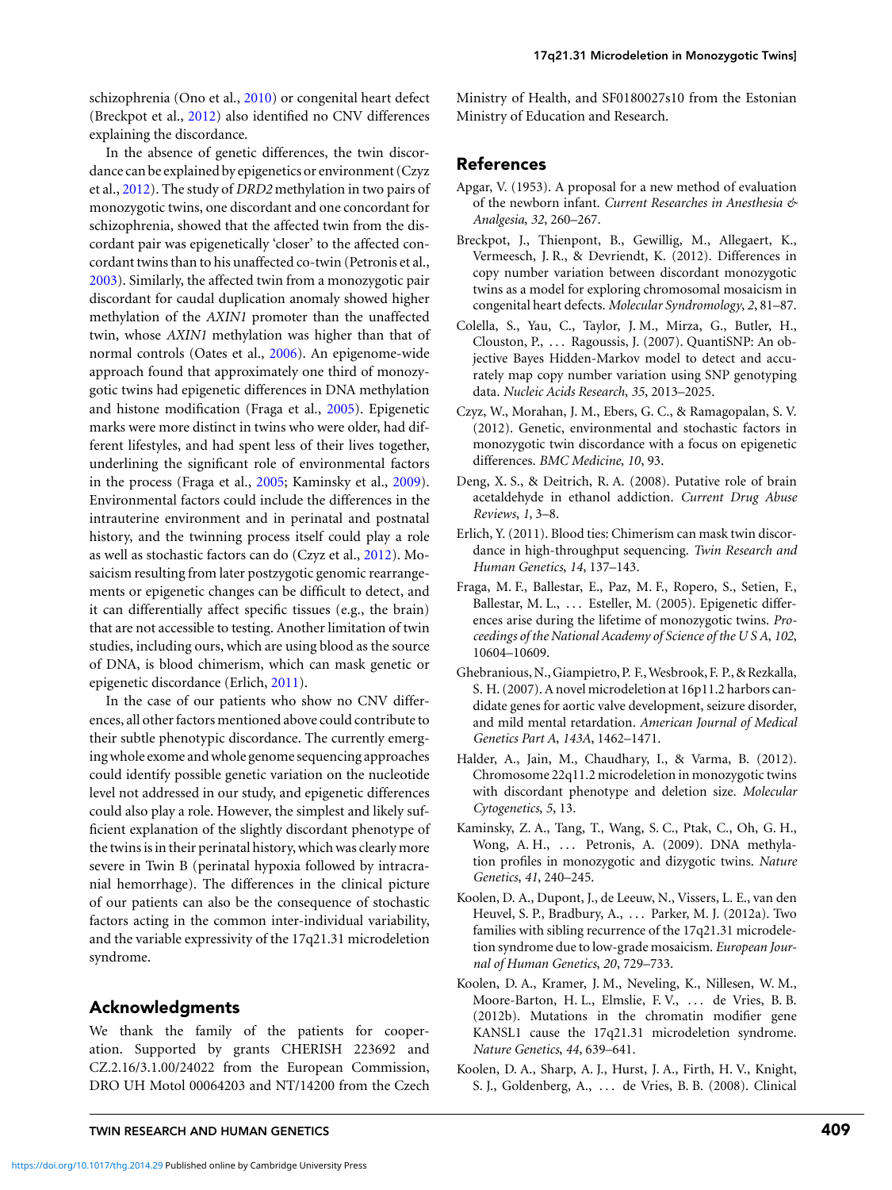schizophrenia (Ono et al., 2010) or congenital heart defect (Breckpot et al., 2012) also identified no CNV differences explaining the discordance.

In the absence of genetic differences, the twin discordance can be explained by epigenetics or environment (Czyz et al., 2012). The study of *DRD2* methylation in two pairs of monozygotic twins, one discordant and one concordant for schizophrenia, showed that the affected twin from the discordant pair was epigenetically 'closer' to the affected concordant twins than to his unaffected co-twin (Petronis et al., 2003). Similarly, the affected twin from a monozygotic pair discordant for caudal duplication anomaly showed higher methylation of the *AXIN1* promoter than the unaffected twin, whose *AXIN1* methylation was higher than that of normal controls (Oates et al., 2006). An epigenome-wide approach found that approximately one third of monozygotic twins had epigenetic differences in DNA methylation and histone modification (Fraga et al., 2005). Epigenetic marks were more distinct in twins who were older, had different lifestyles, and had spent less of their lives together, underlining the significant role of environmental factors in the process (Fraga et al., 2005; Kaminsky et al., 2009). Environmental factors could include the differences in the intrauterine environment and in perinatal and postnatal history, and the twinning process itself could play a role as well as stochastic factors can do (Czyz et al., 2012). Mosaicism resulting from later postzygotic genomic rearrangements or epigenetic changes can be difficult to detect, and it can differentially affect specific tissues (e.g., the brain) that are not accessible to testing. Another limitation of twin studies, including ours, which are using blood as the source of DNA, is blood chimerism, which can mask genetic or epigenetic discordance (Erlich, 2011).

In the case of our patients who show no CNV differences, all other factors mentioned above could contribute to their subtle phenotypic discordance. The currently emerging whole exome and whole genome sequencing approaches could identify possible genetic variation on the nucleotide level not addressed in our study, and epigenetic differences could also play a role. However, the simplest and likely sufficient explanation of the slightly discordant phenotype of the twins is in their perinatal history, which was clearly more severe in Twin B (perinatal hypoxia followed by intracranial hemorrhage). The differences in the clinical picture of our patients can also be the consequence of stochastic factors acting in the common inter-individual variability, and the variable expressivity of the 17q21.31 microdeletion syndrome.

## Acknowledgments

We thank the family of the patients for cooperation. Supported by grants CHERISH 223692 and CZ.2.16/3.1.00/24022 from the European Commission, DRO UH Motol 00064203 and NT/14200 from the Czech Ministry of Health, and SF0180027s10 from the Estonian Ministry of Education and Research.

## References

Apgar, V. (1953). A proposal for a new method of evaluation of the newborn infant. *Current Researches in Anesthesia & Analgesia*, *32*, 260–267.

Breckpot, J., Thienpont, B., Gewillig, M., Allegaert, K., Vermeesch, J. R., & Devriendt, K. (2012). Differences in copy number variation between discordant monozygotic twins as a model for exploring chromosomal mosaicism in congenital heart defects. *Molecular Syndromology*, *2*, 81–87.

Colella, S., Yau, C., Taylor, J. M., Mirza, G., Butler, H., Clouston, P., . . . Ragoussis, J. (2007). QuantiSNP: An objective Bayes Hidden-Markov model to detect and accurately map copy number variation using SNP genotyping data. *Nucleic Acids Research*, *35*, 2013–2025.

Czyz, W., Morahan, J. M., Ebers, G. C., & Ramagopalan, S. V. (2012). Genetic, environmental and stochastic factors in monozygotic twin discordance with a focus on epigenetic differences. *BMC Medicine*, *10*, 93.

Deng, X. S., & Deitrich, R. A. (2008). Putative role of brain acetaldehyde in ethanol addiction. *Current Drug Abuse Reviews*, *1*, 3–8.

Erlich, Y. (2011). Blood ties: Chimerism can mask twin discordance in high-throughput sequencing. *Twin Research and Human Genetics*, *14*, 137–143.

Fraga, M. F., Ballestar, E., Paz, M. F., Ropero, S., Setien, F., Ballestar, M. L., . . . Esteller, M. (2005). Epigenetic differences arise during the lifetime of monozygotic twins. *Proceedings of the National Academy of Science of the U S A*, *102*, 10604–10609.

Ghebranious, N., Giampietro, P. F., Wesbrook, F. P., & Rezkalla, S. H. (2007). A novel microdeletion at 16p11.2 harbors candidate genes for aortic valve development, seizure disorder, and mild mental retardation. *American Journal of Medical Genetics Part A*, *143A*, 1462–1471.

Halder, A., Jain, M., Chaudhary, I., & Varma, B. (2012). Chromosome 22q11.2 microdeletion in monozygotic twins with discordant phenotype and deletion size. *Molecular Cytogenetics*, *5*, 13.

Kaminsky, Z. A., Tang, T., Wang, S. C., Ptak, C., Oh, G. H., Wong, A. H., . . . Petronis, A. (2009). DNA methylation profiles in monozygotic and dizygotic twins. *Nature Genetics*, *41*, 240–245.

Koolen, D. A., Dupont, J., de Leeuw, N., Vissers, L. E., van den Heuvel, S. P., Bradbury, A., . . . Parker, M. J. (2012a). Two families with sibling recurrence of the 17q21.31 microdeletion syndrome due to low-grade mosaicism. *European Journal of Human Genetics*, *20*, 729–733.

Koolen, D. A., Kramer, J. M., Neveling, K., Nillesen, W. M., Moore-Barton, H. L., Elmslie, F. V., . . . de Vries, B. B. (2012b). Mutations in the chromatin modifier gene KANSL1 cause the 17q21.31 microdeletion syndrome. *Nature Genetics*, *44*, 639–641.

Koolen, D. A., Sharp, A. J., Hurst, J. A., Firth, H. V., Knight, S. J., Goldenberg, A., . . . de Vries, B. B. (2008). Clinical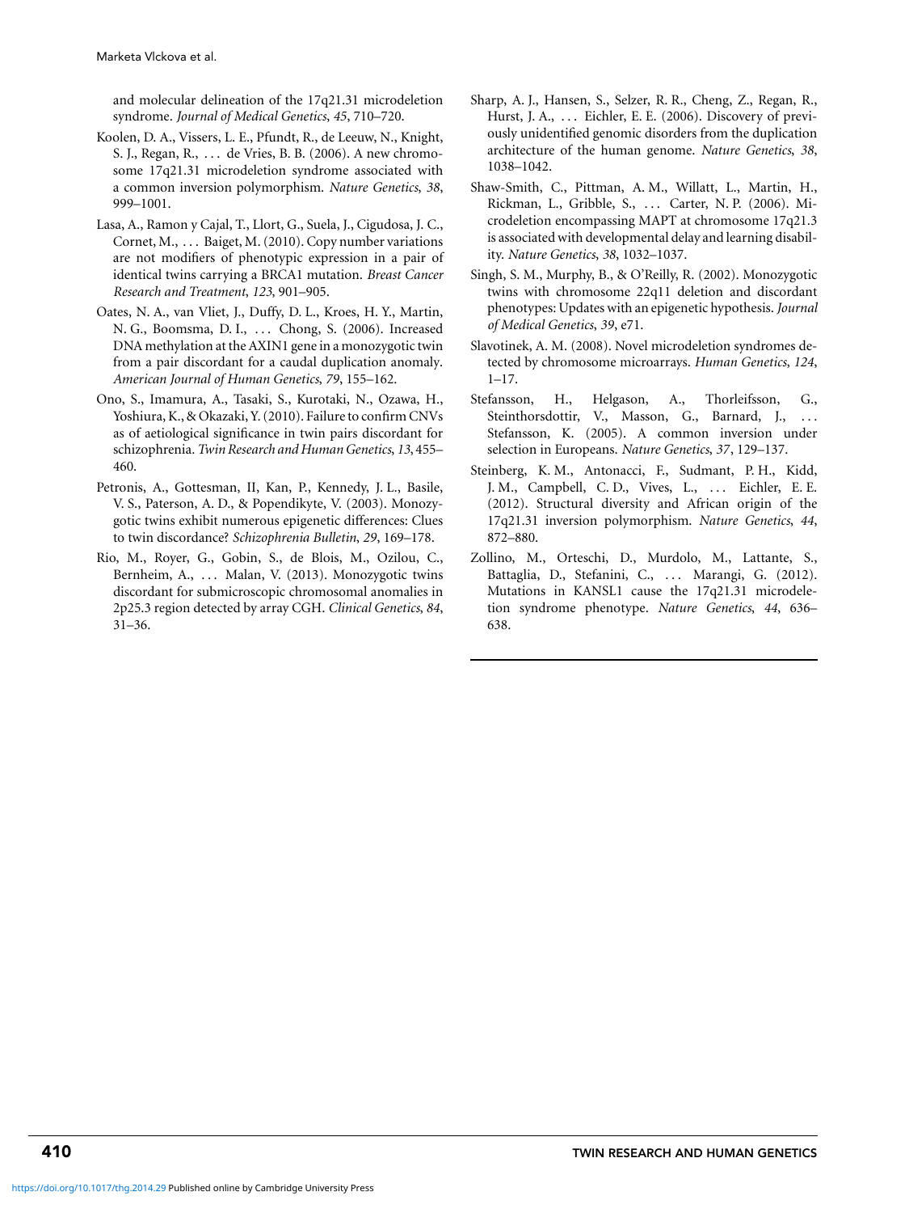and molecular delineation of the 17q21.31 microdeletion syndrome. *Journal of Medical Genetics*, *45*, 710–720.

Koolen, D. A., Vissers, L. E., Pfundt, R., de Leeuw, N., Knight, S. J., Regan, R., . . . de Vries, B. B. (2006). A new chromosome 17q21.31 microdeletion syndrome associated with a common inversion polymorphism. *Nature Genetics*, *38*, 999–1001.

Lasa, A., Ramon y Cajal, T., Llort, G., Suela, J., Cigudosa, J. C., Cornet, M., . . . Baiget, M. (2010). Copy number variations are not modifiers of phenotypic expression in a pair of identical twins carrying a BRCA1 mutation. *Breast Cancer Research and Treatment*, *123*, 901–905.

Oates, N. A., van Vliet, J., Duffy, D. L., Kroes, H. Y., Martin, N. G., Boomsma, D. I., . . . Chong, S. (2006). Increased DNA methylation at the AXIN1 gene in a monozygotic twin from a pair discordant for a caudal duplication anomaly. *American Journal of Human Genetics*, *79*, 155–162.

Ono, S., Imamura, A., Tasaki, S., Kurotaki, N., Ozawa, H., Yoshiura, K., & Okazaki, Y. (2010). Failure to confirm CNVs as of aetiological significance in twin pairs discordant for schizophrenia. *Twin Research and Human Genetics*, *13*, 455–460.

Petronis, A., Gottesman, II, Kan, P., Kennedy, J. L., Basile, V. S., Paterson, A. D., & Popendikyte, V. (2003). Monozygotic twins exhibit numerous epigenetic differences: Clues to twin discordance? *Schizophrenia Bulletin*, *29*, 169–178.

Rio, M., Royer, G., Gobin, S., de Blois, M., Ozilou, C., Bernheim, A., . . . Malan, V. (2013). Monozygotic twins discordant for submicroscopic chromosomal anomalies in 2p25.3 region detected by array CGH. *Clinical Genetics*, *84*, 31–36.

Sharp, A. J., Hansen, S., Selzer, R. R., Cheng, Z., Regan, R., Hurst, J. A., . . . Eichler, E. E. (2006). Discovery of previously unidentified genomic disorders from the duplication architecture of the human genome. *Nature Genetics*, *38*, 1038–1042.

Shaw-Smith, C., Pittman, A. M., Willatt, L., Martin, H., Rickman, L., Gribble, S., . . . Carter, N. P. (2006). Microdeletion encompassing MAPT at chromosome 17q21.3 is associated with developmental delay and learning disability. *Nature Genetics*, *38*, 1032–1037.

Singh, S. M., Murphy, B., & O'Reilly, R. (2002). Monozygotic twins with chromosome 22q11 deletion and discordant phenotypes: Updates with an epigenetic hypothesis. *Journal of Medical Genetics*, *39*, e71.

Slavotinek, A. M. (2008). Novel microdeletion syndromes detected by chromosome microarrays. *Human Genetics*, *124*, 1–17.

Stefansson, H., Helgason, A., Thorleifsson, G., Steinthorsdottir, V., Masson, G., Barnard, J., . . . Stefansson, K. (2005). A common inversion under selection in Europeans. *Nature Genetics*, *37*, 129–137.

Steinberg, K. M., Antonacci, F., Sudmant, P. H., Kidd, J. M., Campbell, C. D., Vives, L., . . . Eichler, E. E. (2012). Structural diversity and African origin of the 17q21.31 inversion polymorphism. *Nature Genetics*, *44*, 872–880.

Zollino, M., Orteschi, D., Murdolo, M., Lattante, S., Battaglia, D., Stefanini, C., . . . Marangi, G. (2012). Mutations in KANSL1 cause the 17q21.31 microdeletion syndrome phenotype. *Nature Genetics*, *44*, 636–638.